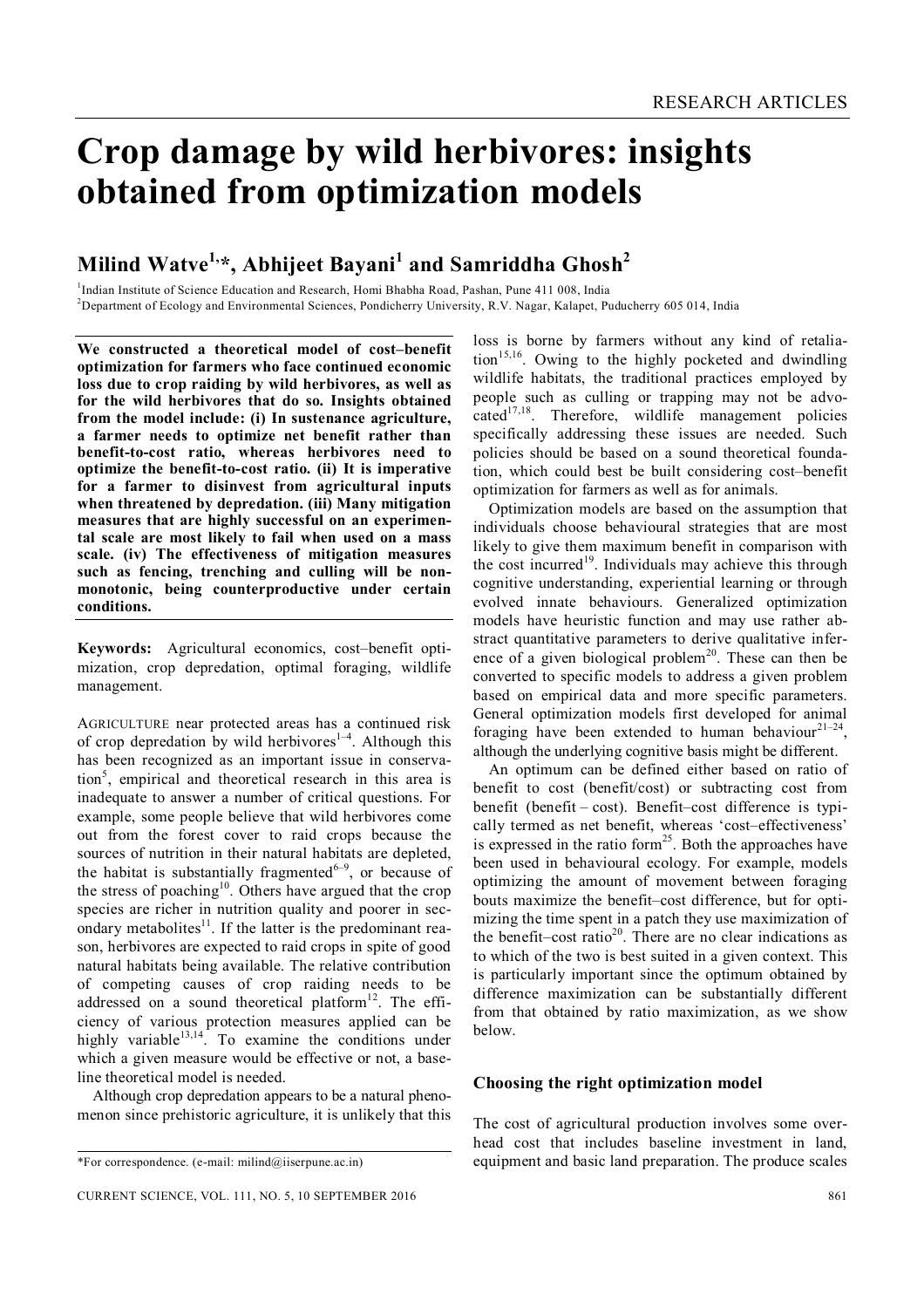# Crop damage by wild herbivores: insights obtained from optimization models

## Milind Watve[1,*], Abhijeet Bayani[1] and Samriddha Ghosh[2]

[1]Indian Institute of Science Education and Research, Homi Bhabha Road, Pashan, Pune 411 008, India
[2]Department of Ecology and Environmental Sciences, Pondicherry University, R.V. Nagar, Kalapet, Puducherry 605 014, India

**We constructed a theoretical model of cost–benefit optimization for farmers who face continued economic loss due to crop raiding by wild herbivores, as well as for the wild herbivores that do so. Insights obtained from the model include: (i) In sustenance agriculture, a farmer needs to optimize net benefit rather than benefit-to-cost ratio, whereas herbivores need to optimize the benefit-to-cost ratio. (ii) It is imperative for a farmer to disinvest from agricultural inputs when threatened by depredation. (iii) Many mitigation measures that are highly successful on an experimental scale are most likely to fail when used on a mass scale. (iv) The effectiveness of mitigation measures such as fencing, trenching and culling will be non-monotonic, being counterproductive under certain conditions.**

**Keywords:** Agricultural economics, cost–benefit optimization, crop depredation, optimal foraging, wildlife management.

AGRICULTURE near protected areas has a continued risk of crop depredation by wild herbivores[1–4]. Although this has been recognized as an important issue in conservation[5], empirical and theoretical research in this area is inadequate to answer a number of critical questions. For example, some people believe that wild herbivores come out from the forest cover to raid crops because the sources of nutrition in their natural habitats are depleted, the habitat is substantially fragmented[6–9], or because of the stress of poaching[10]. Others have argued that the crop species are richer in nutrition quality and poorer in secondary metabolites[11]. If the latter is the predominant reason, herbivores are expected to raid crops in spite of good natural habitats being available. The relative contribution of competing causes of crop raiding needs to be addressed on a sound theoretical platform[12]. The efficiency of various protection measures applied can be highly variable[13,14]. To examine the conditions under which a given measure would be effective or not, a baseline theoretical model is needed.

Although crop depredation appears to be a natural phenomenon since prehistoric agriculture, it is unlikely that this loss is borne by farmers without any kind of retaliation[15,16]. Owing to the highly pocketed and dwindling wildlife habitats, the traditional practices employed by people such as culling or trapping may not be advocated[17,18]. Therefore, wildlife management policies specifically addressing these issues are needed. Such policies should be based on a sound theoretical foundation, which could best be built considering cost–benefit optimization for farmers as well as for animals.

Optimization models are based on the assumption that individuals choose behavioural strategies that are most likely to give them maximum benefit in comparison with the cost incurred[19]. Individuals may achieve this through cognitive understanding, experiential learning or through evolved innate behaviours. Generalized optimization models have heuristic function and may use rather abstract quantitative parameters to derive qualitative inference of a given biological problem[20]. These can then be converted to specific models to address a given problem based on empirical data and more specific parameters. General optimization models first developed for animal foraging have been extended to human behaviour[21–24], although the underlying cognitive basis might be different.

An optimum can be defined either based on ratio of benefit to cost (benefit/cost) or subtracting cost from benefit (benefit – cost). Benefit–cost difference is typically termed as net benefit, whereas 'cost–effectiveness' is expressed in the ratio form[25]. Both the approaches have been used in behavioural ecology. For example, models optimizing the amount of movement between foraging bouts maximize the benefit–cost difference, but for optimizing the time spent in a patch they use maximization of the benefit–cost ratio[20]. There are no clear indications as to which of the two is best suited in a given context. This is particularly important since the optimum obtained by difference maximization can be substantially different from that obtained by ratio maximization, as we show below.

### Choosing the right optimization model

The cost of agricultural production involves some overhead cost that includes baseline investment in land, equipment and basic land preparation. The produce scales

*For correspondence. (e-mail: milind@iiserpune.ac.in)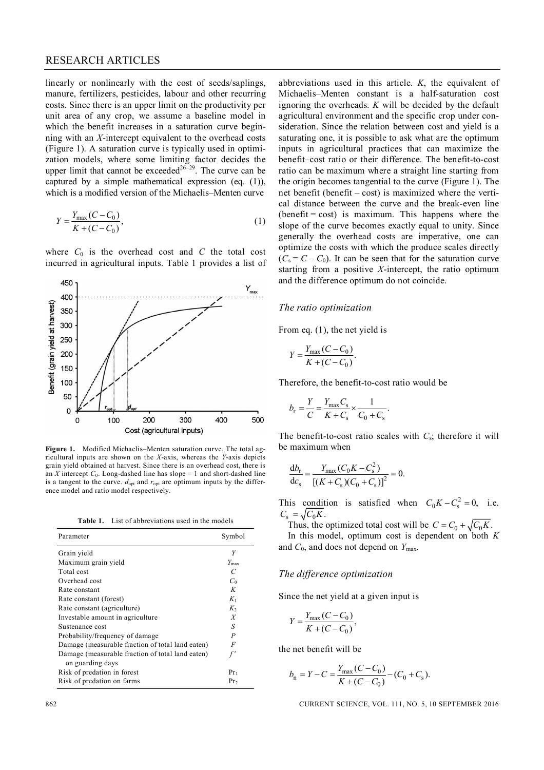linearly or nonlinearly with the cost of seeds/saplings, manure, fertilizers, pesticides, labour and other recurring costs. Since there is an upper limit on the productivity per unit area of any crop, we assume a baseline model in which the benefit increases in a saturation curve beginning with an X-intercept equivalent to the overhead costs (Figure 1). A saturation curve is typically used in optimization models, where some limiting factor decides the upper limit that cannot be exceeded[26–29]. The curve can be captured by a simple mathematical expression (eq. (1)), which is a modified version of the Michaelis–Menten curve

$$Y = \frac{Y_{\max}(C - C_0)}{K + (C - C_0)}, \tag{1}$$

where $C_0$ is the overhead cost and $C$ the total cost incurred in agricultural inputs. Table 1 provides a list of abbreviations used in this article. $K$, the equivalent of Michaelis–Menten constant is a half-saturation cost ignoring the overheads. $K$ will be decided by the default agricultural environment and the specific crop under consideration. Since the relation between cost and yield is a saturating one, it is possible to ask what are the optimum inputs in agricultural practices that can maximize the benefit–cost ratio or their difference. The benefit-to-cost ratio can be maximum where a straight line starting from the origin becomes tangential to the curve (Figure 1). The net benefit (benefit – cost) is maximized where the vertical distance between the curve and the break-even line (benefit = cost) is maximum. This happens where the slope of the curve becomes exactly equal to unity. Since generally the overhead costs are imperative, one can optimize the costs with which the produce scales directly ($C_s = C - C_0$). It can be seen that for the saturation curve starting from a positive X-intercept, the ratio optimum and the difference optimum do not coincide.

**Figure 1.** Modified Michaelis–Menten saturation curve. The total agricultural inputs are shown on the X-axis, whereas the Y-axis depicts grain yield obtained at harvest. Since there is an overhead cost, there is an X intercept $C_0$. Long-dashed line has slope = 1 and short-dashed line is a tangent to the curve. $d_{opt}$ and $r_{opt}$ are optimum inputs by the difference model and ratio model respectively.

**Table 1.** List of abbreviations used in the models

| Parameter | Symbol |
|---|---|
| Grain yield | $Y$ |
| Maximum grain yield | $Y_{\max}$ |
| Total cost | $C$ |
| Overhead cost | $C_0$ |
| Rate constant | $K$ |
| Rate constant (forest) | $K_1$ |
| Rate constant (agriculture) | $K_2$ |
| Investable amount in agriculture | $X$ |
| Sustenance cost | $S$ |
| Probability/frequency of damage | $P$ |
| Damage (measurable fraction of total land eaten) | $F$ |
| Damage (measurable fraction of total land eaten) on guarding days | $f'$ |
| Risk of predation in forest | $\text{Pr}_1$ |
| Risk of predation on farms | $\text{Pr}_2$ |

### *The ratio optimization*

From eq. (1), the net yield is

$$Y = \frac{Y_{\max}(C - C_0)}{K + (C - C_0)}.$$

Therefore, the benefit-to-cost ratio would be

$$b_r = \frac{Y}{C} = \frac{Y_{\max} C_s}{K + C_s} \times \frac{1}{C_0 + C_s}.$$

The benefit-to-cost ratio scales with $C_s$; therefore it will be maximum when

$$\frac{db_r}{dc_s} = \frac{Y_{\max}(C_0 K - C_s^2)}{[(K + C_s)(C_0 + C_s)]^2} = 0.$$

This condition is satisfied when $C_0 K - C_s^2 = 0$, i.e. $C_s = \sqrt{C_0 K}$.

Thus, the optimized total cost will be $C = C_0 + \sqrt{C_0 K}$.

In this model, optimum cost is dependent on both $K$ and $C_0$, and does not depend on $Y_{\max}$.

### *The difference optimization*

Since the net yield at a given input is

$$Y = \frac{Y_{\max}(C - C_0)}{K + (C - C_0)},$$

the net benefit will be

$$b_n = Y - C = \frac{Y_{\max}(C - C_0)}{K + (C - C_0)} - (C_0 + C_s).$$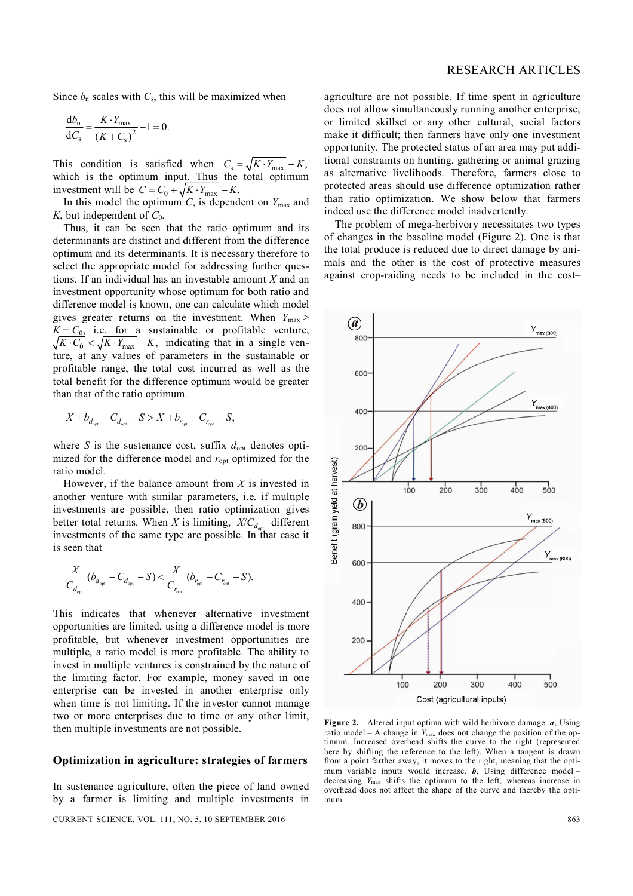Since $b_n$ scales with $C_s$, this will be maximized when

$$\frac{\mathrm{d}b_n}{\mathrm{d}C_s} = \frac{K \cdot Y_{max}}{(K + C_s)^2} - 1 = 0.$$

This condition is satisfied when $C_s = \sqrt{K \cdot Y_{max}} - K$, which is the optimum input. Thus the total optimum investment will be $C = C_0 + \sqrt{K \cdot Y_{max}} - K$.

In this model the optimum $C_s$ is dependent on $Y_{max}$ and $K$, but independent of $C_0$.

Thus, it can be seen that the ratio optimum and its determinants are distinct and different from the difference optimum and its determinants. It is necessary therefore to select the appropriate model for addressing further questions. If an individual has an investable amount $X$ and an investment opportunity whose optimum for both ratio and difference model is known, one can calculate which model gives greater returns on the investment. When $Y_{max} > K + C_0$, i.e. for a sustainable or profitable venture, $\sqrt{K \cdot C_0} < \sqrt{K \cdot Y_{max}} - K$, indicating that in a single venture, at any values of parameters in the sustainable or profitable range, the total cost incurred as well as the total benefit for the difference optimum would be greater than that of the ratio optimum.

$$X + b_{d_{opt}} - C_{d_{opt}} - S > X + b_{r_{opt}} - C_{r_{opt}} - S,$$

where $S$ is the sustenance cost, suffix $d_{opt}$ denotes optimized for the difference model and $r_{opt}$ optimized for the ratio model.

However, if the balance amount from $X$ is invested in another venture with similar parameters, i.e. if multiple investments are possible, then ratio optimization gives better total returns. When $X$ is limiting, $X/C_{d_{opt}}$ different investments of the same type are possible. In that case it is seen that

$$\frac{X}{C_{d_{opt}}}(b_{d_{opt}} - C_{d_{opt}} - S) < \frac{X}{C_{r_{opt}}}(b_{r_{opt}} - C_{r_{opt}} - S).$$

This indicates that whenever alternative investment opportunities are limited, using a difference model is more profitable, but whenever investment opportunities are multiple, a ratio model is more profitable. The ability to invest in multiple ventures is constrained by the nature of the limiting factor. For example, money saved in one enterprise can be invested in another enterprise only when time is not limiting. If the investor cannot manage two or more enterprises due to time or any other limit, then multiple investments are not possible.

## Optimization in agriculture: strategies of farmers

In sustenance agriculture, often the piece of land owned by a farmer is limiting and multiple investments in agriculture are not possible. If time spent in agriculture does not allow simultaneously running another enterprise, or limited skillset or any other cultural, social factors make it difficult; then farmers have only one investment opportunity. The protected status of an area may put additional constraints on hunting, gathering or animal grazing as alternative livelihoods. Therefore, farmers close to protected areas should use difference optimization rather than ratio optimization. We show below that farmers indeed use the difference model inadvertently.

The problem of mega-herbivory necessitates two types of changes in the baseline model (Figure 2). One is that the total produce is reduced due to direct damage by animals and the other is the cost of protective measures against crop-raiding needs to be included in the cost–

**Figure 2.** Altered input optima with wild herbivore damage. ***a***, Using ratio model – A change in $Y_{max}$ does not change the position of the optimum. Increased overhead shifts the curve to the right (represented here by shifting the reference to the left). When a tangent is drawn from a point farther away, it moves to the right, meaning that the optimum variable inputs would increase. ***b***, Using difference model – decreasing $Y_{max}$ shifts the optimum to the left, whereas increase in overhead does not affect the shape of the curve and thereby the optimum.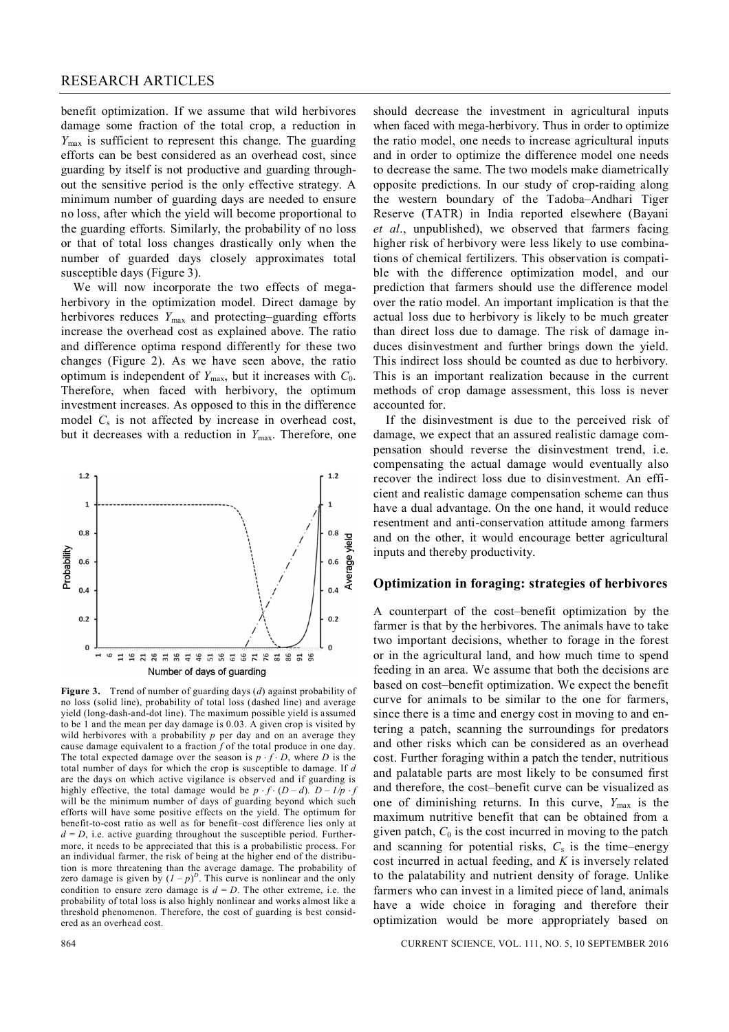benefit optimization. If we assume that wild herbivores damage some fraction of the total crop, a reduction in $Y_{max}$ is sufficient to represent this change. The guarding efforts can be best considered as an overhead cost, since guarding by itself is not productive and guarding throughout the sensitive period is the only effective strategy. A minimum number of guarding days are needed to ensure no loss, after which the yield will become proportional to the guarding efforts. Similarly, the probability of no loss or that of total loss changes drastically only when the number of guarded days closely approximates total susceptible days (Figure 3).

We will now incorporate the two effects of mega-herbivory in the optimization model. Direct damage by herbivores reduces $Y_{max}$ and protecting–guarding efforts increase the overhead cost as explained above. The ratio and difference optima respond differently for these two changes (Figure 2). As we have seen above, the ratio optimum is independent of $Y_{max}$, but it increases with $C_0$. Therefore, when faced with herbivory, the optimum investment increases. As opposed to this in the difference model $C_s$ is not affected by increase in overhead cost, but it decreases with a reduction in $Y_{max}$. Therefore, one should decrease the investment in agricultural inputs when faced with mega-herbivory. Thus in order to optimize the ratio model, one needs to increase agricultural inputs and in order to optimize the difference model one needs to decrease the same. The two models make diametrically opposite predictions. In our study of crop-raiding along the western boundary of the Tadoba–Andhari Tiger Reserve (TATR) in India reported elsewhere (Bayani *et al*., unpublished), we observed that farmers facing higher risk of herbivory were less likely to use combinations of chemical fertilizers. This observation is compatible with the difference optimization model, and our prediction that farmers should use the difference model over the ratio model. An important implication is that the actual loss due to herbivory is likely to be much greater than direct loss due to damage. The risk of damage induces disinvestment and further brings down the yield. This indirect loss should be counted as due to herbivory. This is an important realization because in the current methods of crop damage assessment, this loss is never accounted for.

**Figure 3.** Trend of number of guarding days ($d$) against probability of no loss (solid line), probability of total loss (dashed line) and average yield (long-dash-and-dot line). The maximum possible yield is assumed to be 1 and the mean per day damage is 0.03. A given crop is visited by wild herbivores with a probability $p$ per day and on an average they cause damage equivalent to a fraction $f$ of the total produce in one day. The total expected damage over the season is $p \cdot f \cdot D$, where $D$ is the total number of days for which the crop is susceptible to damage. If $d$ are the days on which active vigilance is observed and if guarding is highly effective, the total damage would be $p \cdot f \cdot (D - d)$. $D - 1/p \cdot f$ will be the minimum number of days of guarding beyond which such efforts will have some positive effects on the yield. The optimum for benefit-to-cost ratio as well as for benefit–cost difference lies only at $d = D$, i.e. active guarding throughout the susceptible period. Furthermore, it needs to be appreciated that this is a probabilistic process. For an individual farmer, the risk of being at the higher end of the distribution is more threatening than the average damage. The probability of zero damage is given by $(1 - p)^D$. This curve is nonlinear and the only condition to ensure zero damage is $d = D$. The other extreme, i.e. the probability of total loss is also highly nonlinear and works almost like a threshold phenomenon. Therefore, the cost of guarding is best considered as an overhead cost.

If the disinvestment is due to the perceived risk of damage, we expect that an assured realistic damage compensation should reverse the disinvestment trend, i.e. compensating the actual damage would eventually also recover the indirect loss due to disinvestment. An efficient and realistic damage compensation scheme can thus have a dual advantage. On the one hand, it would reduce resentment and anti-conservation attitude among farmers and on the other, it would encourage better agricultural inputs and thereby productivity.

## Optimization in foraging: strategies of herbivores

A counterpart of the cost–benefit optimization by the farmer is that by the herbivores. The animals have to take two important decisions, whether to forage in the forest or in the agricultural land, and how much time to spend feeding in an area. We assume that both the decisions are based on cost–benefit optimization. We expect the benefit curve for animals to be similar to the one for farmers, since there is a time and energy cost in moving to and entering a patch, scanning the surroundings for predators and other risks which can be considered as an overhead cost. Further foraging within a patch the tender, nutritious and palatable parts are most likely to be consumed first and therefore, the cost–benefit curve can be visualized as one of diminishing returns. In this curve, $Y_{max}$ is the maximum nutritive benefit that can be obtained from a given patch, $C_0$ is the cost incurred in moving to the patch and scanning for potential risks, $C_s$ is the time–energy cost incurred in actual feeding, and $K$ is inversely related to the palatability and nutrient density of forage. Unlike farmers who can invest in a limited piece of land, animals have a wide choice in foraging and therefore their optimization would be more appropriately based on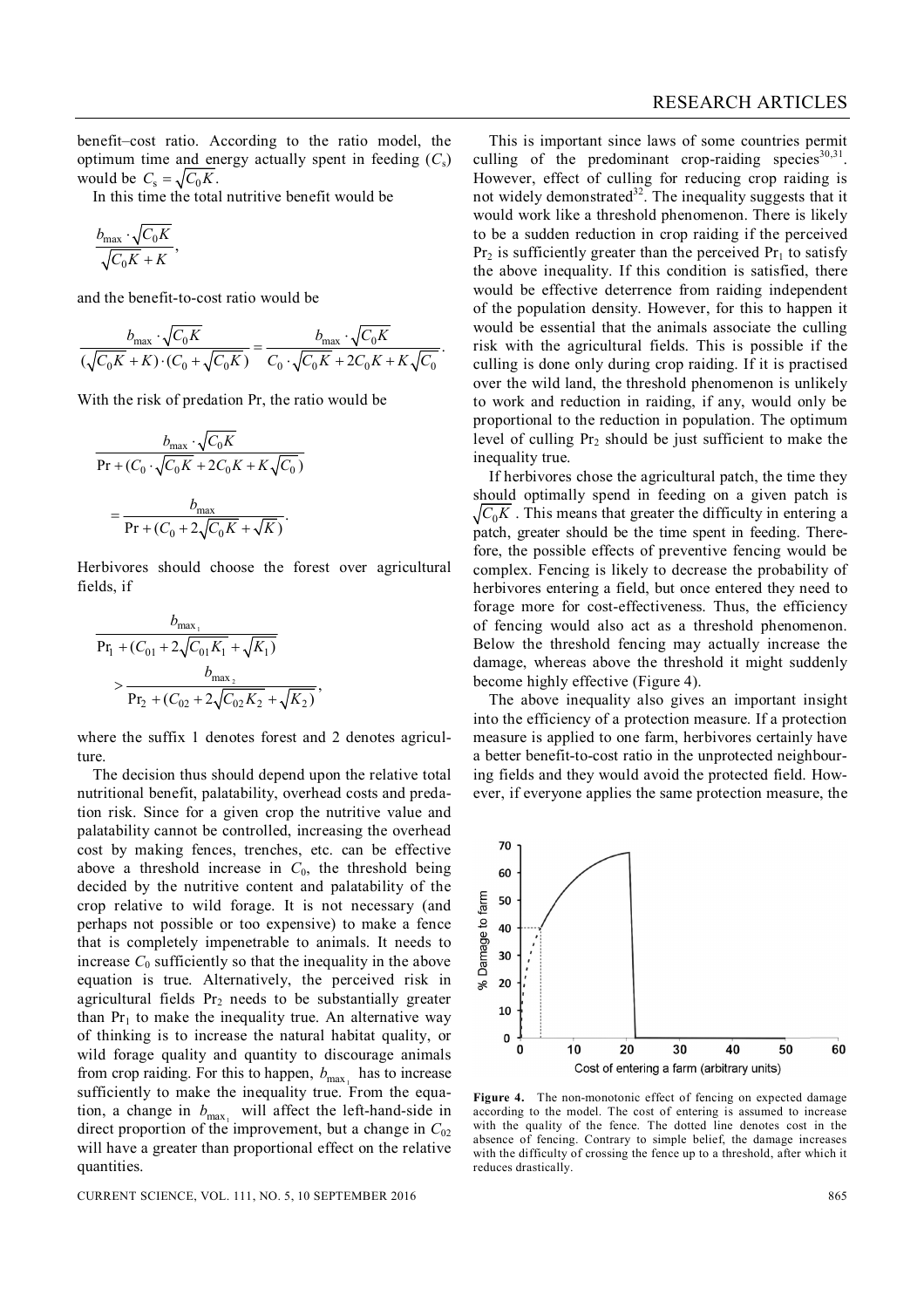benefit–cost ratio. According to the ratio model, the optimum time and energy actually spent in feeding ($C_s$) would be $C_s = \sqrt{C_0 K}$.

In this time the total nutritive benefit would be

$$\frac{b_{\max} \cdot \sqrt{C_0 K}}{\sqrt{C_0 K} + K},$$

and the benefit-to-cost ratio would be

$$\frac{b_{\max} \cdot \sqrt{C_0 K}}{(\sqrt{C_0 K} + K) \cdot (C_0 + \sqrt{C_0 K})} = \frac{b_{\max} \cdot \sqrt{C_0 K}}{C_0 \cdot \sqrt{C_0 K} + 2C_0 K + K\sqrt{C_0}}.$$

With the risk of predation Pr, the ratio would be

$$\frac{b_{\max} \cdot \sqrt{C_0 K}}{\Pr + (C_0 \cdot \sqrt{C_0 K} + 2C_0 K + K\sqrt{C_0})}$$

$$= \frac{b_{\max}}{\Pr + (C_0 + 2\sqrt{C_0 K} + \sqrt{K})}.$$

Herbivores should choose the forest over agricultural fields, if

$$\frac{b_{\max_1}}{\Pr_1 + (C_{01} + 2\sqrt{C_{01} K_1} + \sqrt{K_1})} > \frac{b_{\max_2}}{\Pr_2 + (C_{02} + 2\sqrt{C_{02} K_2} + \sqrt{K_2})},$$

where the suffix 1 denotes forest and 2 denotes agriculture.

The decision thus should depend upon the relative total nutritional benefit, palatability, overhead costs and predation risk. Since for a given crop the nutritive value and palatability cannot be controlled, increasing the overhead cost by making fences, trenches, etc. can be effective above a threshold increase in $C_0$, the threshold being decided by the nutritive content and palatability of the crop relative to wild forage. It is not necessary (and perhaps not possible or too expensive) to make a fence that is completely impenetrable to animals. It needs to increase $C_0$ sufficiently so that the inequality in the above equation is true. Alternatively, the perceived risk in agricultural fields $\Pr_2$ needs to be substantially greater than $\Pr_1$ to make the inequality true. An alternative way of thinking is to increase the natural habitat quality, or wild forage quality and quantity to discourage animals from crop raiding. For this to happen, $b_{\max_1}$ has to increase sufficiently to make the inequality true. From the equation, a change in $b_{\max_1}$ will affect the left-hand-side in direct proportion of the improvement, but a change in $C_{02}$ will have a greater than proportional effect on the relative quantities.

This is important since laws of some countries permit culling of the predominant crop-raiding species[30,31]. However, effect of culling for reducing crop raiding is not widely demonstrated[32]. The inequality suggests that it would work like a threshold phenomenon. There is likely to be a sudden reduction in crop raiding if the perceived $\Pr_2$ is sufficiently greater than the perceived $\Pr_1$ to satisfy the above inequality. If this condition is satisfied, there would be effective deterrence from raiding independent of the population density. However, for this to happen it would be essential that the animals associate the culling risk with the agricultural fields. This is possible if the culling is done only during crop raiding. If it is practised over the wild land, the threshold phenomenon is unlikely to work and reduction in raiding, if any, would only be proportional to the reduction in population. The optimum level of culling $\Pr_2$ should be just sufficient to make the inequality true.

If herbivores chose the agricultural patch, the time they should optimally spend in feeding on a given patch is $\sqrt{C_0 K}$. This means that greater the difficulty in entering a patch, greater should be the time spent in feeding. Therefore, the possible effects of preventive fencing would be complex. Fencing is likely to decrease the probability of herbivores entering a field, but once entered they need to forage more for cost-effectiveness. Thus, the efficiency of fencing would also act as a threshold phenomenon. Below the threshold fencing may actually increase the damage, whereas above the threshold it might suddenly become highly effective (Figure 4).

The above inequality also gives an important insight into the efficiency of a protection measure. If a protection measure is applied to one farm, herbivores certainly have a better benefit-to-cost ratio in the unprotected neighbouring fields and they would avoid the protected field. However, if everyone applies the same protection measure, the

**Figure 4.** The non-monotonic effect of fencing on expected damage according to the model. The cost of entering is assumed to increase with the quality of the fence. The dotted line denotes cost in the absence of fencing. Contrary to simple belief, the damage increases with the difficulty of crossing the fence up to a threshold, after which it reduces drastically.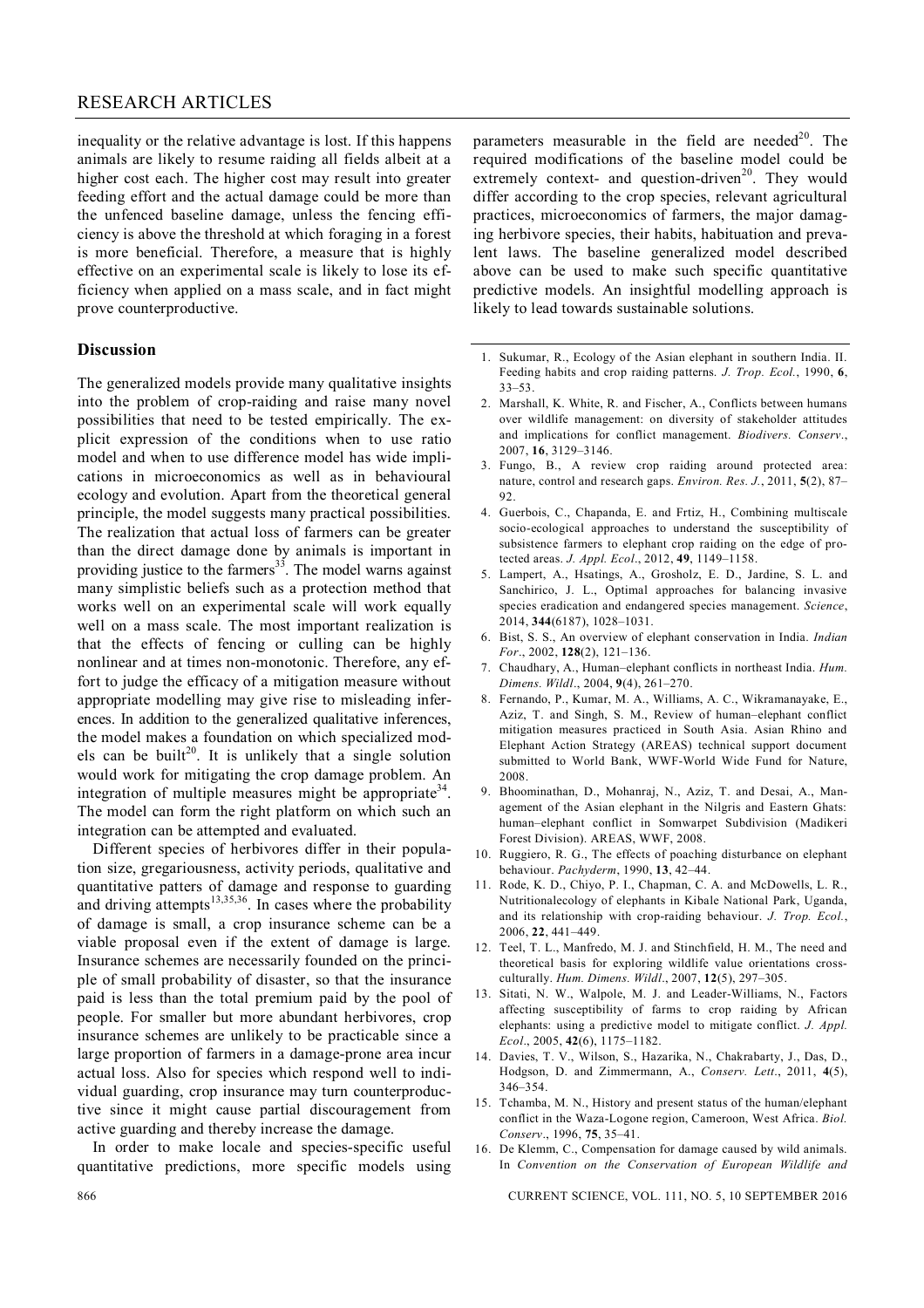inequality or the relative advantage is lost. If this happens animals are likely to resume raiding all fields albeit at a higher cost each. The higher cost may result into greater feeding effort and the actual damage could be more than the unfenced baseline damage, unless the fencing efficiency is above the threshold at which foraging in a forest is more beneficial. Therefore, a measure that is highly effective on an experimental scale is likely to lose its efficiency when applied on a mass scale, and in fact might prove counterproductive.

## Discussion

The generalized models provide many qualitative insights into the problem of crop-raiding and raise many novel possibilities that need to be tested empirically. The explicit expression of the conditions when to use ratio model and when to use difference model has wide implications in microeconomics as well as in behavioural ecology and evolution. Apart from the theoretical general principle, the model suggests many practical possibilities. The realization that actual loss of farmers can be greater than the direct damage done by animals is important in providing justice to the farmers[33]. The model warns against many simplistic beliefs such as a protection method that works well on an experimental scale will work equally well on a mass scale. The most important realization is that the effects of fencing or culling can be highly nonlinear and at times non-monotonic. Therefore, any effort to judge the efficacy of a mitigation measure without appropriate modelling may give rise to misleading inferences. In addition to the generalized qualitative inferences, the model makes a foundation on which specialized models can be built[20]. It is unlikely that a single solution would work for mitigating the crop damage problem. An integration of multiple measures might be appropriate[34]. The model can form the right platform on which such an integration can be attempted and evaluated.

Different species of herbivores differ in their population size, gregariousness, activity periods, qualitative and quantitative patters of damage and response to guarding and driving attempts[13,35,36]. In cases where the probability of damage is small, a crop insurance scheme can be a viable proposal even if the extent of damage is large. Insurance schemes are necessarily founded on the principle of small probability of disaster, so that the insurance paid is less than the total premium paid by the pool of people. For smaller but more abundant herbivores, crop insurance schemes are unlikely to be practicable since a large proportion of farmers in a damage-prone area incur actual loss. Also for species which respond well to individual guarding, crop insurance may turn counterproductive since it might cause partial discouragement from active guarding and thereby increase the damage.

In order to make locale and species-specific useful quantitative predictions, more specific models using parameters measurable in the field are needed[20]. The required modifications of the baseline model could be extremely context- and question-driven[20]. They would differ according to the crop species, relevant agricultural practices, microeconomics of farmers, the major damaging herbivore species, their habits, habituation and prevalent laws. The baseline generalized model described above can be used to make such specific quantitative predictive models. An insightful modelling approach is likely to lead towards sustainable solutions.

1. Sukumar, R., Ecology of the Asian elephant in southern India. II. Feeding habits and crop raiding patterns. *J. Trop. Ecol.*, 1990, **6**, 33–53.
2. Marshall, K. White, R. and Fischer, A., Conflicts between humans over wildlife management: on diversity of stakeholder attitudes and implications for conflict management. *Biodivers. Conserv*., 2007, **16**, 3129–3146.
3. Fungo, B., A review crop raiding around protected area: nature, control and research gaps. *Environ. Res. J.*, 2011, **5**(2), 87–92.
4. Guerbois, C., Chapanda, E. and Frtiz, H., Combining multiscale socio-ecological approaches to understand the susceptibility of subsistence farmers to elephant crop raiding on the edge of protected areas. *J. Appl. Ecol*., 2012, **49**, 1149–1158.
5. Lampert, A., Hsatings, A., Grosholz, E. D., Jardine, S. L. and Sanchirico, J. L., Optimal approaches for balancing invasive species eradication and endangered species management. *Science*, 2014, **344**(6187), 1028–1031.
6. Bist, S. S., An overview of elephant conservation in India. *Indian For*., 2002, **128**(2), 121–136.
7. Chaudhary, A., Human–elephant conflicts in northeast India. *Hum. Dimens. Wildl*., 2004, **9**(4), 261–270.
8. Fernando, P., Kumar, M. A., Williams, A. C., Wikramanayake, E., Aziz, T. and Singh, S. M., Review of human–elephant conflict mitigation measures practiced in South Asia. Asian Rhino and Elephant Action Strategy (AREAS) technical support document submitted to World Bank, WWF-World Wide Fund for Nature, 2008.
9. Bhoominathan, D., Mohanraj, N., Aziz, T. and Desai, A., Management of the Asian elephant in the Nilgris and Eastern Ghats: human–elephant conflict in Somwarpet Subdivision (Madikeri Forest Division). AREAS, WWF, 2008.
10. Ruggiero, R. G., The effects of poaching disturbance on elephant behaviour. *Pachyderm*, 1990, **13**, 42–44.
11. Rode, K. D., Chiyo, P. I., Chapman, C. A. and McDowells, L. R., Nutritionalecology of elephants in Kibale National Park, Uganda, and its relationship with crop-raiding behaviour. *J. Trop. Ecol.*, 2006, **22**, 441–449.
12. Teel, T. L., Manfredo, M. J. and Stinchfield, H. M., The need and theoretical basis for exploring wildlife value orientations cross-culturally. *Hum. Dimens. Wildl*., 2007, **12**(5), 297–305.
13. Sitati, N. W., Walpole, M. J. and Leader-Williams, N., Factors affecting susceptibility of farms to crop raiding by African elephants: using a predictive model to mitigate conflict. *J. Appl. Ecol*., 2005, **42**(6), 1175–1182.
14. Davies, T. V., Wilson, S., Hazarika, N., Chakrabarty, J., Das, D., Hodgson, D. and Zimmermann, A., *Conserv. Lett*., 2011, **4**(5), 346–354.
15. Tchamba, M. N., History and present status of the human/elephant conflict in the Waza-Logone region, Cameroon, West Africa. *Biol. Conserv*., 1996, **75**, 35–41.
16. De Klemm, C., Compensation for damage caused by wild animals. In *Convention on the Conservation of European Wildlife and*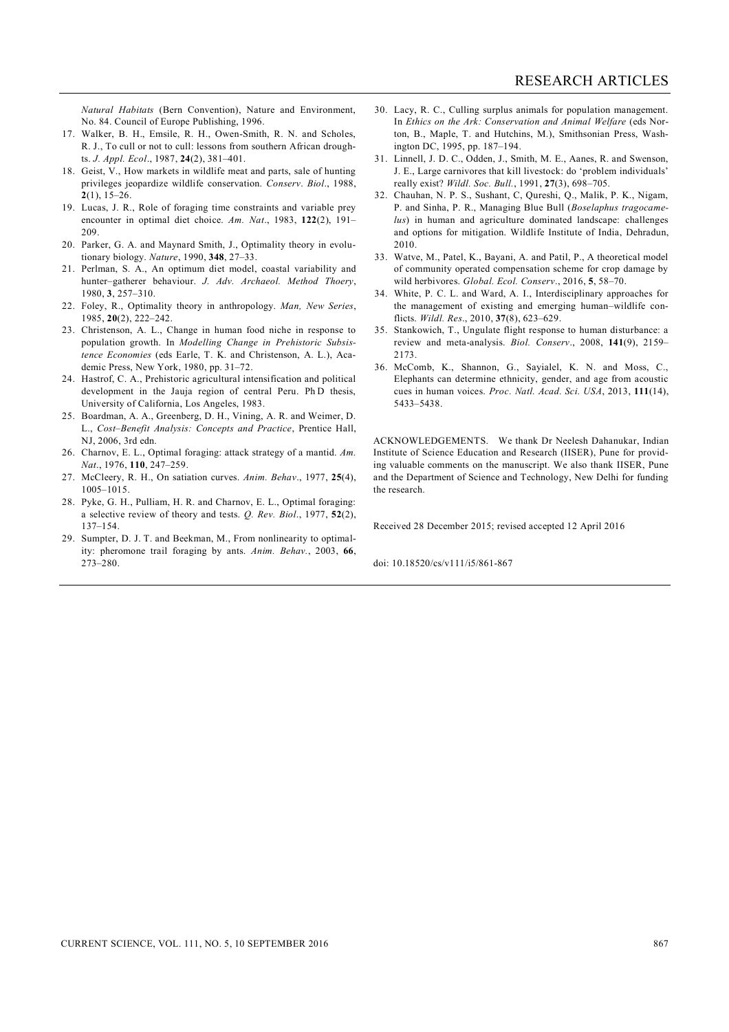*Natural Habitats* (Bern Convention), Nature and Environment, No. 84. Council of Europe Publishing, 1996.

17. Walker, B. H., Emsile, R. H., Owen-Smith, R. N. and Scholes, R. J., To cull or not to cull: lessons from southern African droughts. *J. Appl. Ecol*., 1987, **24**(2), 381–401.
18. Geist, V., How markets in wildlife meat and parts, sale of hunting privileges jeopardize wildlife conservation. *Conserv. Biol*., 1988, **2**(1), 15–26.
19. Lucas, J. R., Role of foraging time constraints and variable prey encounter in optimal diet choice. *Am. Nat*., 1983, **122**(2), 191–209.
20. Parker, G. A. and Maynard Smith, J., Optimality theory in evolutionary biology. *Nature*, 1990, **348**, 27–33.
21. Perlman, S. A., An optimum diet model, coastal variability and hunter–gatherer behaviour. *J. Adv. Archaeol. Method Thoery*, 1980, **3**, 257–310.
22. Foley, R., Optimality theory in anthropology. *Man, New Series*, 1985, **20**(2), 222–242.
23. Christenson, A. L., Change in human food niche in response to population growth. In *Modelling Change in Prehistoric Subsistence Economies* (eds Earle, T. K. and Christenson, A. L.), Academic Press, New York, 1980, pp. 31–72.
24. Hastrof, C. A., Prehistoric agricultural intensification and political development in the Jauja region of central Peru. Ph D thesis, University of California, Los Angeles, 1983.
25. Boardman, A. A., Greenberg, D. H., Vining, A. R. and Weimer, D. L., *Cost–Benefit Analysis: Concepts and Practice*, Prentice Hall, NJ, 2006, 3rd edn.
26. Charnov, E. L., Optimal foraging: attack strategy of a mantid. *Am. Nat*., 1976, **110**, 247–259.
27. McCleery, R. H., On satiation curves. *Anim. Behav*., 1977, **25**(4), 1005–1015.
28. Pyke, G. H., Pulliam, H. R. and Charnov, E. L., Optimal foraging: a selective review of theory and tests. *Q. Rev. Biol*., 1977, **52**(2), 137–154.
29. Sumpter, D. J. T. and Beekman, M., From nonlinearity to optimality: pheromone trail foraging by ants. *Anim. Behav.*, 2003, **66**, 273–280.
30. Lacy, R. C., Culling surplus animals for population management. In *Ethics on the Ark: Conservation and Animal Welfare* (eds Norton, B., Maple, T. and Hutchins, M.), Smithsonian Press, Washington DC, 1995, pp. 187–194.
31. Linnell, J. D. C., Odden, J., Smith, M. E., Aanes, R. and Swenson, J. E., Large carnivores that kill livestock: do 'problem individuals' really exist? *Wildl. Soc. Bull.*, 1991, **27**(3), 698–705.
32. Chauhan, N. P. S., Sushant, C, Qureshi, Q., Malik, P. K., Nigam, P. and Sinha, P. R., Managing Blue Bull (*Boselaphus tragocamelus*) in human and agriculture dominated landscape: challenges and options for mitigation. Wildlife Institute of India, Dehradun, 2010.
33. Watve, M., Patel, K., Bayani, A. and Patil, P., A theoretical model of community operated compensation scheme for crop damage by wild herbivores. *Global. Ecol. Conserv*., 2016, **5**, 58–70.
34. White, P. C. L. and Ward, A. I., Interdisciplinary approaches for the management of existing and emerging human–wildlife conflicts. *Wildl. Res*., 2010, **37**(8), 623–629.
35. Stankowich, T., Ungulate flight response to human disturbance: a review and meta-analysis. *Biol. Conserv*., 2008, **141**(9), 2159–2173.
36. McComb, K., Shannon, G., Sayialel, K. N. and Moss, C., Elephants can determine ethnicity, gender, and age from acoustic cues in human voices. *Proc. Natl. Acad. Sci. USA*, 2013, **111**(14), 5433–5438.

ACKNOWLEDGEMENTS. We thank Dr Neelesh Dahanukar, Indian Institute of Science Education and Research (IISER), Pune for providing valuable comments on the manuscript. We also thank IISER, Pune and the Department of Science and Technology, New Delhi for funding the research.

Received 28 December 2015; revised accepted 12 April 2016

doi: 10.18520/cs/v111/i5/861-867